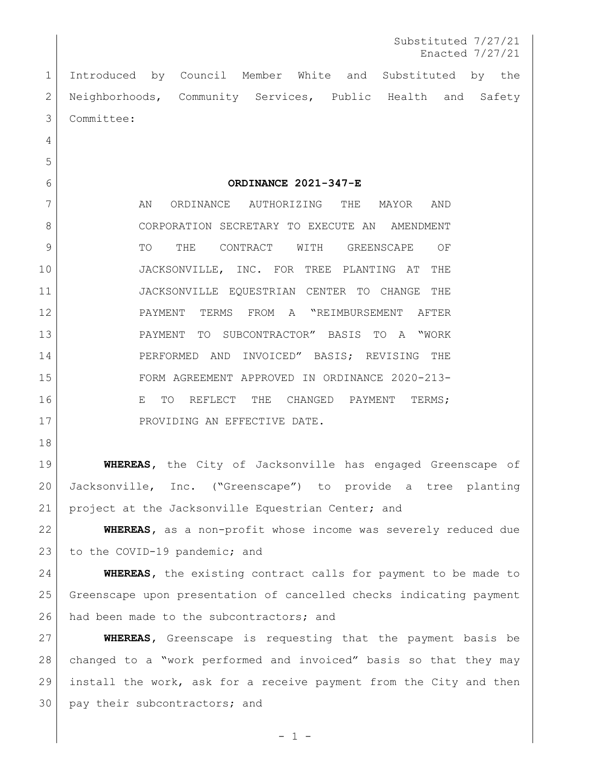Substituted 7/27/21
Enacted 7/27/21

Introduced by Council Member White and Substituted by the Neighborhoods, Community Services, Public Health and Safety Committee:

**ORDINANCE 2021-347-E**

AN ORDINANCE AUTHORIZING THE MAYOR AND CORPORATION SECRETARY TO EXECUTE AN AMENDMENT TO THE CONTRACT WITH GREENSCAPE OF JACKSONVILLE, INC. FOR TREE PLANTING AT THE JACKSONVILLE EQUESTRIAN CENTER TO CHANGE THE PAYMENT TERMS FROM A "REIMBURSEMENT AFTER PAYMENT TO SUBCONTRACTOR" BASIS TO A "WORK PERFORMED AND INVOICED" BASIS; REVISING THE FORM AGREEMENT APPROVED IN ORDINANCE 2020-213-E TO REFLECT THE CHANGED PAYMENT TERMS; PROVIDING AN EFFECTIVE DATE.

**WHEREAS,** the City of Jacksonville has engaged Greenscape of Jacksonville, Inc. ("Greenscape") to provide a tree planting project at the Jacksonville Equestrian Center; and

**WHEREAS,** as a non-profit whose income was severely reduced due to the COVID-19 pandemic; and

**WHEREAS,** the existing contract calls for payment to be made to Greenscape upon presentation of cancelled checks indicating payment had been made to the subcontractors; and

**WHEREAS,** Greenscape is requesting that the payment basis be changed to a "work performed and invoiced" basis so that they may install the work, ask for a receive payment from the City and then pay their subcontractors; and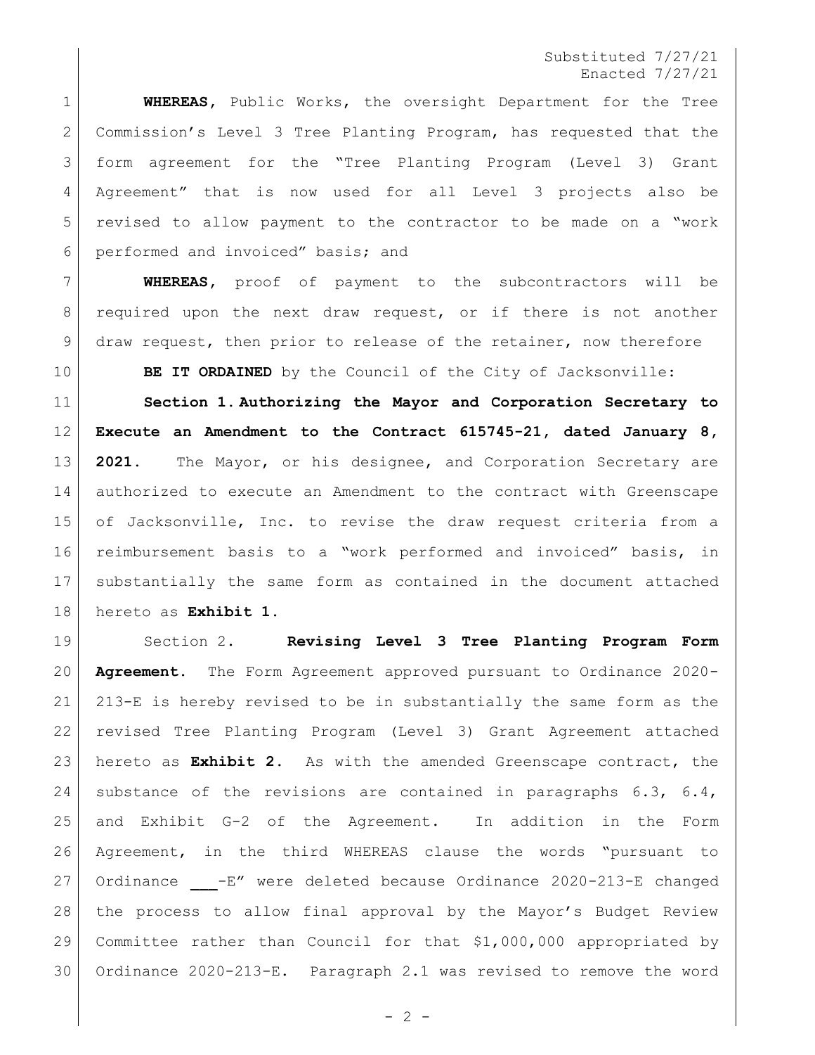**WHEREAS,** Public Works, the oversight Department for the Tree Commission's Level 3 Tree Planting Program, has requested that the form agreement for the "Tree Planting Program (Level 3) Grant Agreement" that is now used for all Level 3 projects also be revised to allow payment to the contractor to be made on a "work performed and invoiced" basis; and

**WHEREAS,** proof of payment to the subcontractors will be required upon the next draw request, or if there is not another draw request, then prior to release of the retainer, now therefore

**BE IT ORDAINED** by the Council of the City of Jacksonville:

**Section 1. Authorizing the Mayor and Corporation Secretary to Execute an Amendment to the Contract 615745-21, dated January 8, 2021.** The Mayor, or his designee, and Corporation Secretary are authorized to execute an Amendment to the contract with Greenscape of Jacksonville, Inc. to revise the draw request criteria from a reimbursement basis to a "work performed and invoiced" basis, in substantially the same form as contained in the document attached hereto as **Exhibit 1.**

Section 2. **Revising Level 3 Tree Planting Program Form Agreement.** The Form Agreement approved pursuant to Ordinance 2020-213-E is hereby revised to be in substantially the same form as the revised Tree Planting Program (Level 3) Grant Agreement attached hereto as **Exhibit 2.** As with the amended Greenscape contract, the substance of the revisions are contained in paragraphs 6.3, 6.4, and Exhibit G-2 of the Agreement. In addition in the Form Agreement, in the third WHEREAS clause the words "pursuant to Ordinance ___-E" were deleted because Ordinance 2020-213-E changed the process to allow final approval by the Mayor's Budget Review Committee rather than Council for that $1,000,000 appropriated by Ordinance 2020-213-E. Paragraph 2.1 was revised to remove the word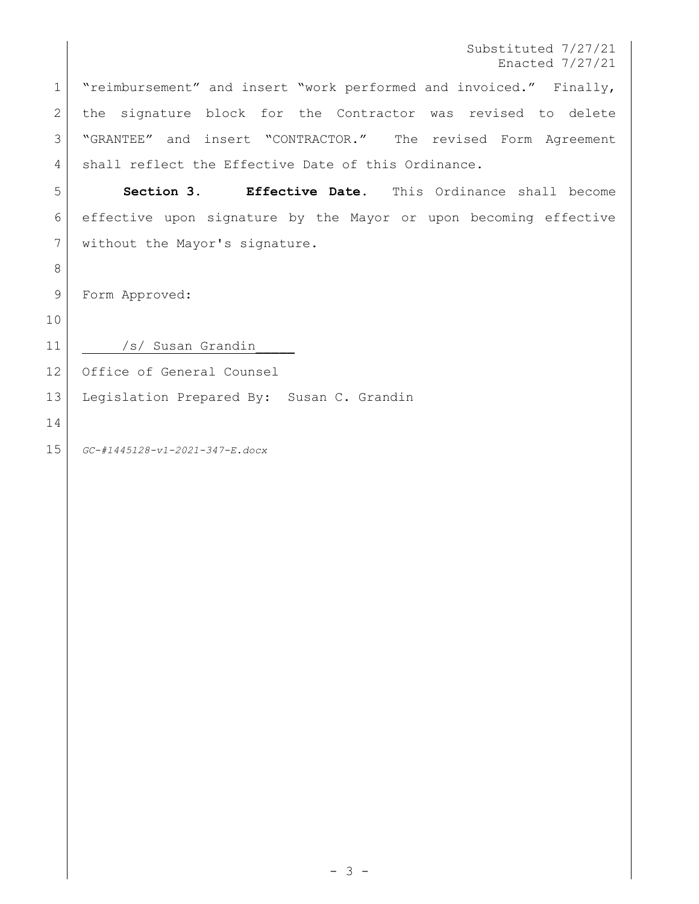Substituted 7/27/21
Enacted 7/27/21

"reimbursement" and insert "work performed and invoiced." Finally, the signature block for the Contractor was revised to delete "GRANTEE" and insert "CONTRACTOR." The revised Form Agreement shall reflect the Effective Date of this Ordinance.

**Section 3. Effective Date.** This Ordinance shall become effective upon signature by the Mayor or upon becoming effective without the Mayor's signature.

Form Approved:

/s/ Susan Grandin

Office of General Counsel

Legislation Prepared By: Susan C. Grandin

*GC-#1445128-v1-2021-347-E.docx*